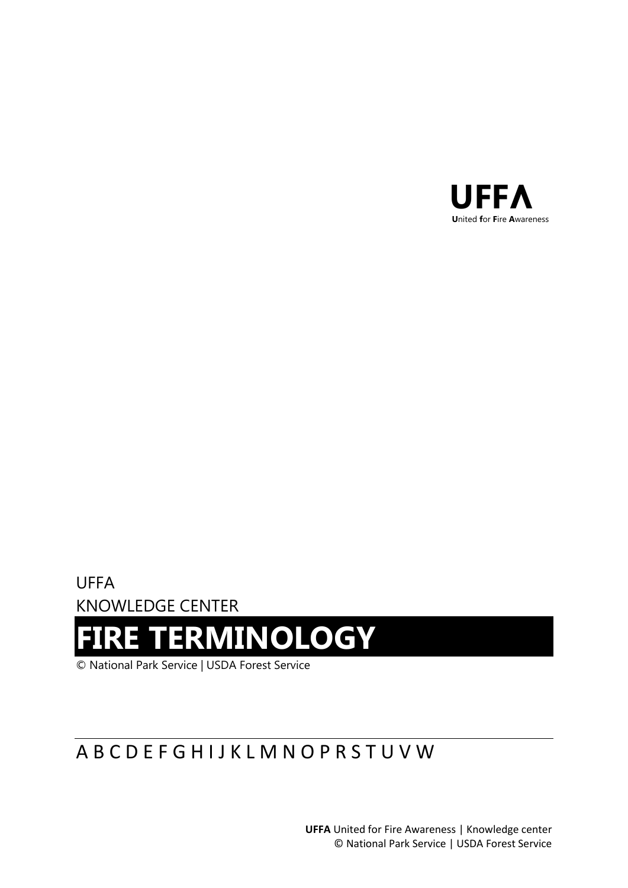**UFFA**
**U**nited **f**or **F**ire **A**wareness

UFFA

KNOWLEDGE CENTER

# FIRE TERMINOLOGY

© National Park Service | USDA Forest Service

---

A B C D E F G H I J K L M N O P R S T U V W

**UFFA** United for Fire Awareness | Knowledge center
© National Park Service | USDA Forest Service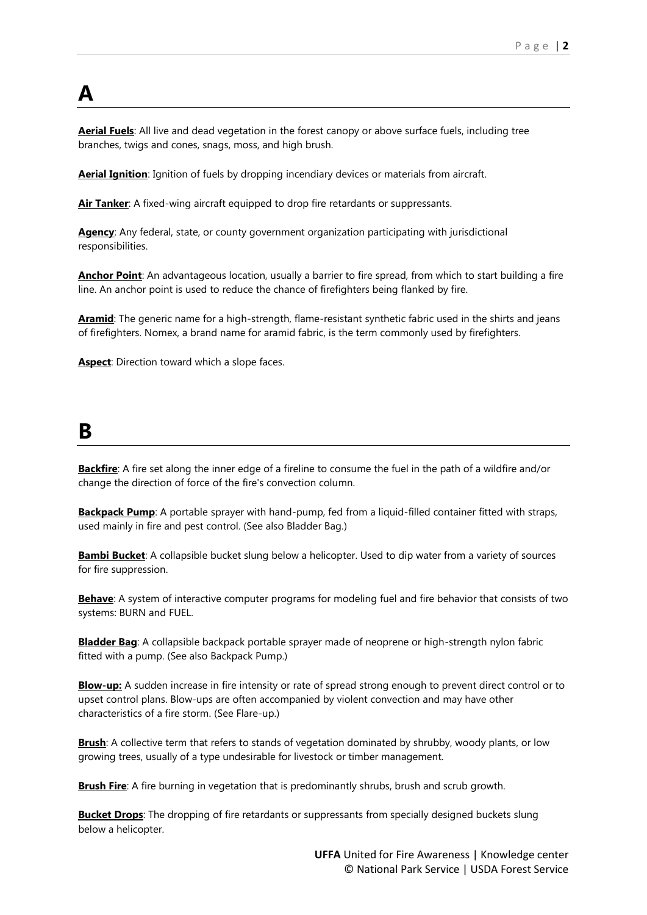# A

**Aerial Fuels**: All live and dead vegetation in the forest canopy or above surface fuels, including tree branches, twigs and cones, snags, moss, and high brush.

**Aerial Ignition**: Ignition of fuels by dropping incendiary devices or materials from aircraft.

**Air Tanker**: A fixed-wing aircraft equipped to drop fire retardants or suppressants.

**Agency**: Any federal, state, or county government organization participating with jurisdictional responsibilities.

**Anchor Point**: An advantageous location, usually a barrier to fire spread, from which to start building a fire line. An anchor point is used to reduce the chance of firefighters being flanked by fire.

**Aramid**: The generic name for a high-strength, flame-resistant synthetic fabric used in the shirts and jeans of firefighters. Nomex, a brand name for aramid fabric, is the term commonly used by firefighters.

**Aspect**: Direction toward which a slope faces.

# B

**Backfire**: A fire set along the inner edge of a fireline to consume the fuel in the path of a wildfire and/or change the direction of force of the fire's convection column.

**Backpack Pump**: A portable sprayer with hand-pump, fed from a liquid-filled container fitted with straps, used mainly in fire and pest control. (See also Bladder Bag.)

**Bambi Bucket**: A collapsible bucket slung below a helicopter. Used to dip water from a variety of sources for fire suppression.

**Behave**: A system of interactive computer programs for modeling fuel and fire behavior that consists of two systems: BURN and FUEL.

**Bladder Bag**: A collapsible backpack portable sprayer made of neoprene or high-strength nylon fabric fitted with a pump. (See also Backpack Pump.)

**Blow-up:** A sudden increase in fire intensity or rate of spread strong enough to prevent direct control or to upset control plans. Blow-ups are often accompanied by violent convection and may have other characteristics of a fire storm. (See Flare-up.)

**Brush**: A collective term that refers to stands of vegetation dominated by shrubby, woody plants, or low growing trees, usually of a type undesirable for livestock or timber management.

**Brush Fire**: A fire burning in vegetation that is predominantly shrubs, brush and scrub growth.

**Bucket Drops**: The dropping of fire retardants or suppressants from specially designed buckets slung below a helicopter.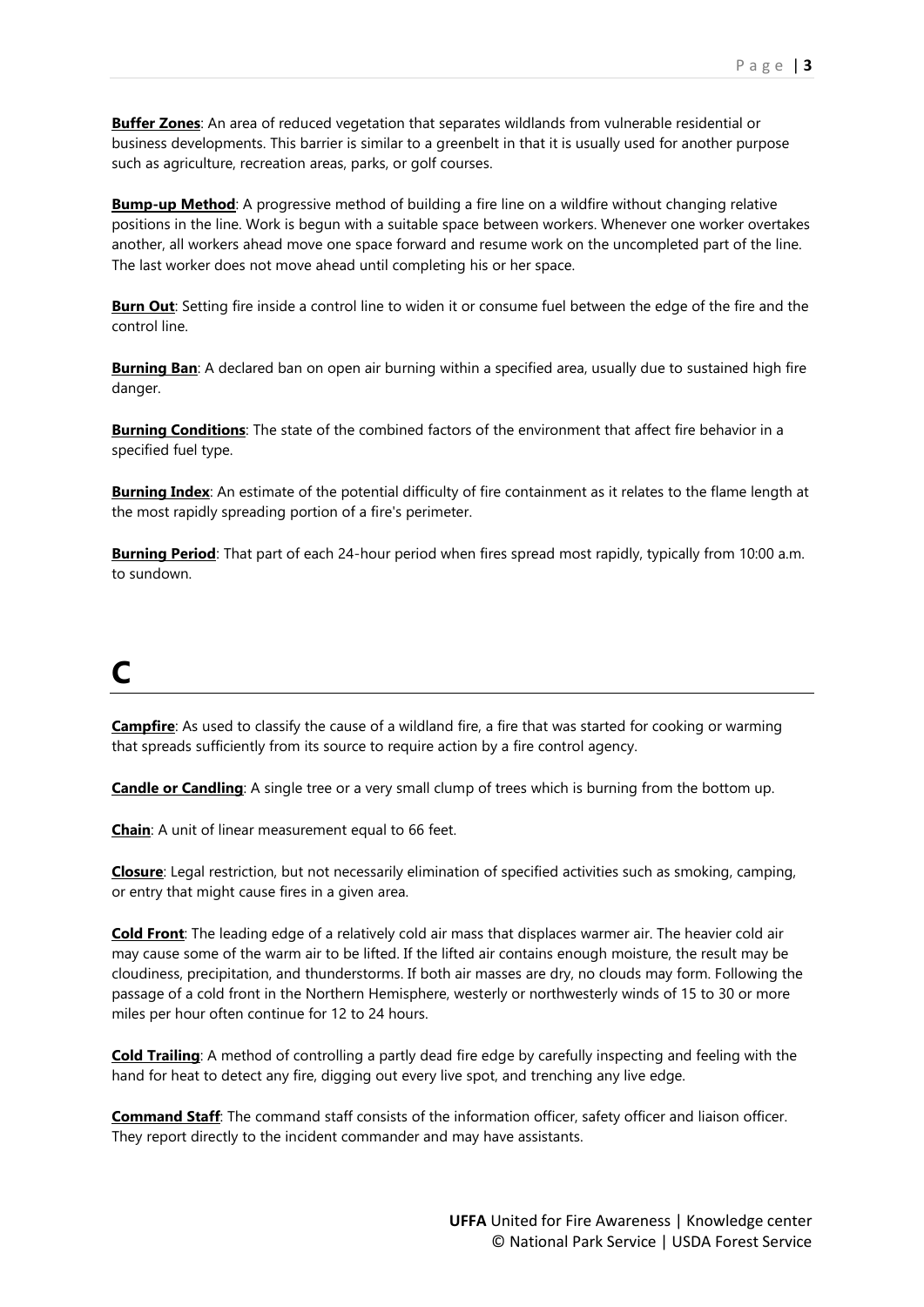**Buffer Zones**: An area of reduced vegetation that separates wildlands from vulnerable residential or business developments. This barrier is similar to a greenbelt in that it is usually used for another purpose such as agriculture, recreation areas, parks, or golf courses.

**Bump-up Method**: A progressive method of building a fire line on a wildfire without changing relative positions in the line. Work is begun with a suitable space between workers. Whenever one worker overtakes another, all workers ahead move one space forward and resume work on the uncompleted part of the line. The last worker does not move ahead until completing his or her space.

**Burn Out**: Setting fire inside a control line to widen it or consume fuel between the edge of the fire and the control line.

**Burning Ban**: A declared ban on open air burning within a specified area, usually due to sustained high fire danger.

**Burning Conditions**: The state of the combined factors of the environment that affect fire behavior in a specified fuel type.

**Burning Index**: An estimate of the potential difficulty of fire containment as it relates to the flame length at the most rapidly spreading portion of a fire's perimeter.

**Burning Period**: That part of each 24-hour period when fires spread most rapidly, typically from 10:00 a.m. to sundown.

# C

**Campfire**: As used to classify the cause of a wildland fire, a fire that was started for cooking or warming that spreads sufficiently from its source to require action by a fire control agency.

**Candle or Candling**: A single tree or a very small clump of trees which is burning from the bottom up.

**Chain**: A unit of linear measurement equal to 66 feet.

**Closure**: Legal restriction, but not necessarily elimination of specified activities such as smoking, camping, or entry that might cause fires in a given area.

**Cold Front**: The leading edge of a relatively cold air mass that displaces warmer air. The heavier cold air may cause some of the warm air to be lifted. If the lifted air contains enough moisture, the result may be cloudiness, precipitation, and thunderstorms. If both air masses are dry, no clouds may form. Following the passage of a cold front in the Northern Hemisphere, westerly or northwesterly winds of 15 to 30 or more miles per hour often continue for 12 to 24 hours.

**Cold Trailing**: A method of controlling a partly dead fire edge by carefully inspecting and feeling with the hand for heat to detect any fire, digging out every live spot, and trenching any live edge.

**Command Staff**: The command staff consists of the information officer, safety officer and liaison officer. They report directly to the incident commander and may have assistants.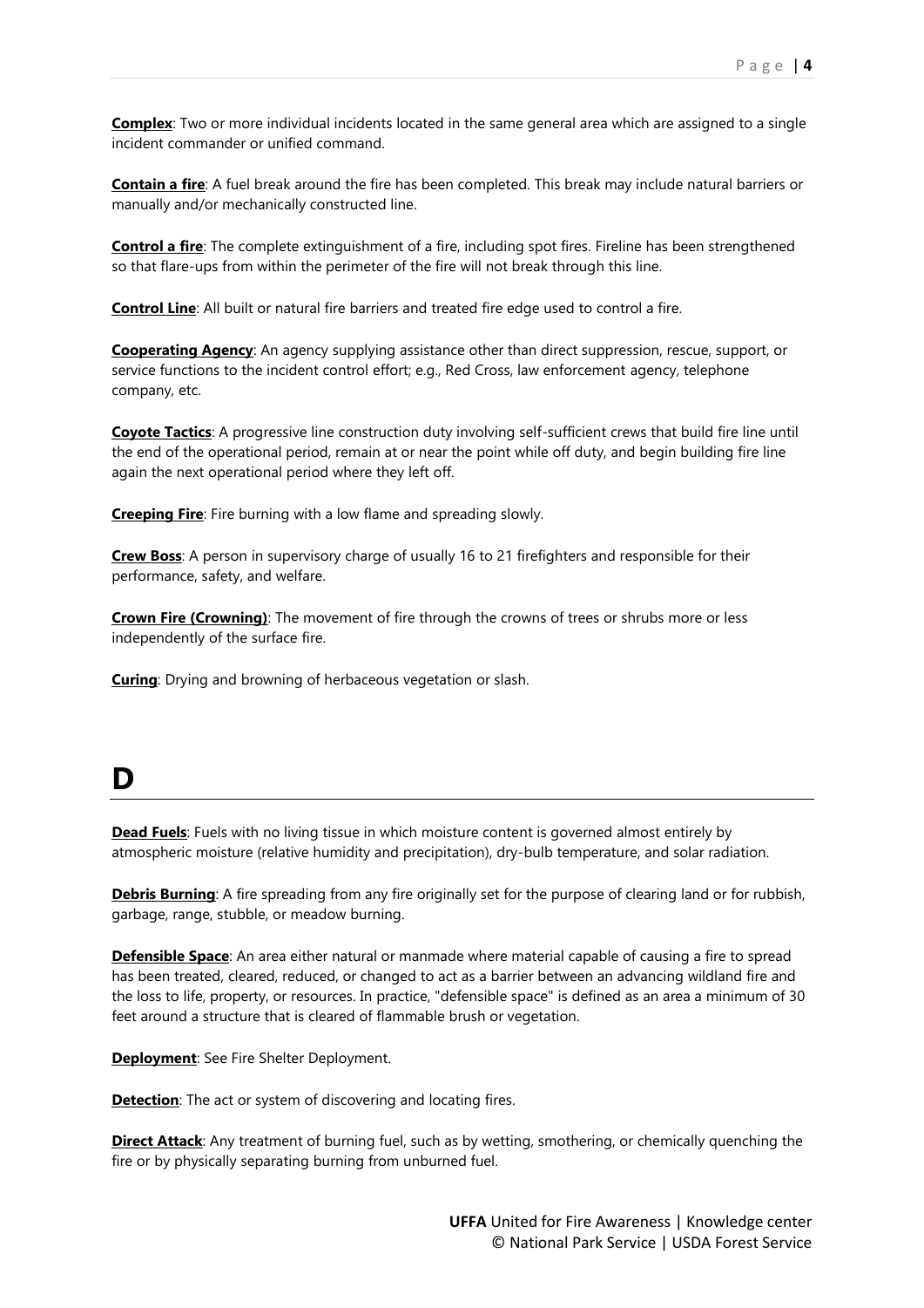**Complex**: Two or more individual incidents located in the same general area which are assigned to a single incident commander or unified command.

**Contain a fire**: A fuel break around the fire has been completed. This break may include natural barriers or manually and/or mechanically constructed line.

**Control a fire**: The complete extinguishment of a fire, including spot fires. Fireline has been strengthened so that flare-ups from within the perimeter of the fire will not break through this line.

**Control Line**: All built or natural fire barriers and treated fire edge used to control a fire.

**Cooperating Agency**: An agency supplying assistance other than direct suppression, rescue, support, or service functions to the incident control effort; e.g., Red Cross, law enforcement agency, telephone company, etc.

**Coyote Tactics**: A progressive line construction duty involving self-sufficient crews that build fire line until the end of the operational period, remain at or near the point while off duty, and begin building fire line again the next operational period where they left off.

**Creeping Fire**: Fire burning with a low flame and spreading slowly.

**Crew Boss**: A person in supervisory charge of usually 16 to 21 firefighters and responsible for their performance, safety, and welfare.

**Crown Fire (Crowning)**: The movement of fire through the crowns of trees or shrubs more or less independently of the surface fire.

**Curing**: Drying and browning of herbaceous vegetation or slash.

# D

**Dead Fuels**: Fuels with no living tissue in which moisture content is governed almost entirely by atmospheric moisture (relative humidity and precipitation), dry-bulb temperature, and solar radiation.

**Debris Burning**: A fire spreading from any fire originally set for the purpose of clearing land or for rubbish, garbage, range, stubble, or meadow burning.

**Defensible Space**: An area either natural or manmade where material capable of causing a fire to spread has been treated, cleared, reduced, or changed to act as a barrier between an advancing wildland fire and the loss to life, property, or resources. In practice, "defensible space" is defined as an area a minimum of 30 feet around a structure that is cleared of flammable brush or vegetation.

**Deployment**: See Fire Shelter Deployment.

**Detection**: The act or system of discovering and locating fires.

**Direct Attack**: Any treatment of burning fuel, such as by wetting, smothering, or chemically quenching the fire or by physically separating burning from unburned fuel.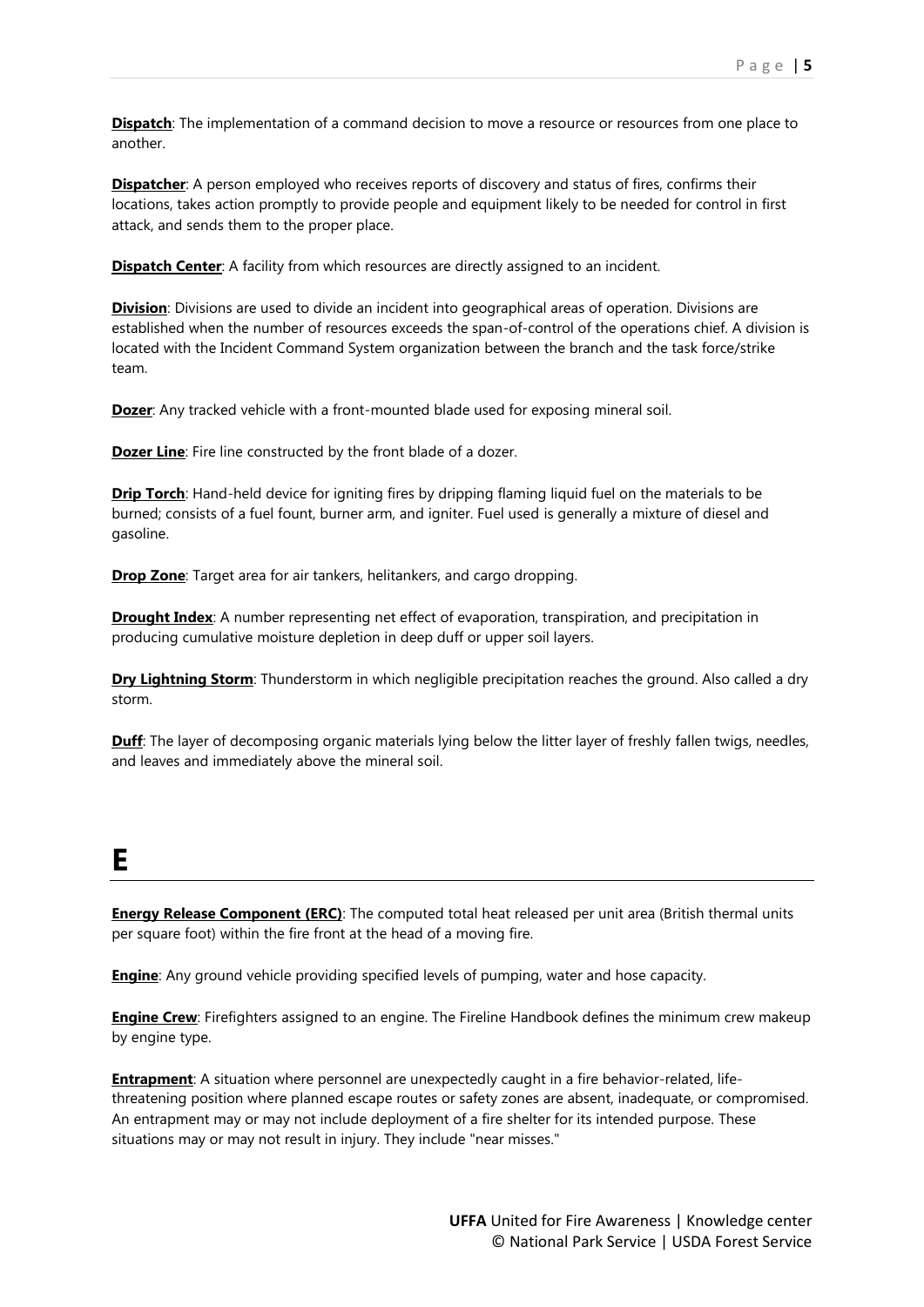**Dispatch**: The implementation of a command decision to move a resource or resources from one place to another.

**Dispatcher**: A person employed who receives reports of discovery and status of fires, confirms their locations, takes action promptly to provide people and equipment likely to be needed for control in first attack, and sends them to the proper place.

**Dispatch Center**: A facility from which resources are directly assigned to an incident.

**Division**: Divisions are used to divide an incident into geographical areas of operation. Divisions are established when the number of resources exceeds the span-of-control of the operations chief. A division is located with the Incident Command System organization between the branch and the task force/strike team.

**Dozer**: Any tracked vehicle with a front-mounted blade used for exposing mineral soil.

**Dozer Line**: Fire line constructed by the front blade of a dozer.

**Drip Torch**: Hand-held device for igniting fires by dripping flaming liquid fuel on the materials to be burned; consists of a fuel fount, burner arm, and igniter. Fuel used is generally a mixture of diesel and gasoline.

**Drop Zone**: Target area for air tankers, helitankers, and cargo dropping.

**Drought Index**: A number representing net effect of evaporation, transpiration, and precipitation in producing cumulative moisture depletion in deep duff or upper soil layers.

**Dry Lightning Storm**: Thunderstorm in which negligible precipitation reaches the ground. Also called a dry storm.

**Duff**: The layer of decomposing organic materials lying below the litter layer of freshly fallen twigs, needles, and leaves and immediately above the mineral soil.

# E

**Energy Release Component (ERC)**: The computed total heat released per unit area (British thermal units per square foot) within the fire front at the head of a moving fire.

**Engine**: Any ground vehicle providing specified levels of pumping, water and hose capacity.

**Engine Crew**: Firefighters assigned to an engine. The Fireline Handbook defines the minimum crew makeup by engine type.

**Entrapment**: A situation where personnel are unexpectedly caught in a fire behavior-related, life-threatening position where planned escape routes or safety zones are absent, inadequate, or compromised. An entrapment may or may not include deployment of a fire shelter for its intended purpose. These situations may or may not result in injury. They include "near misses."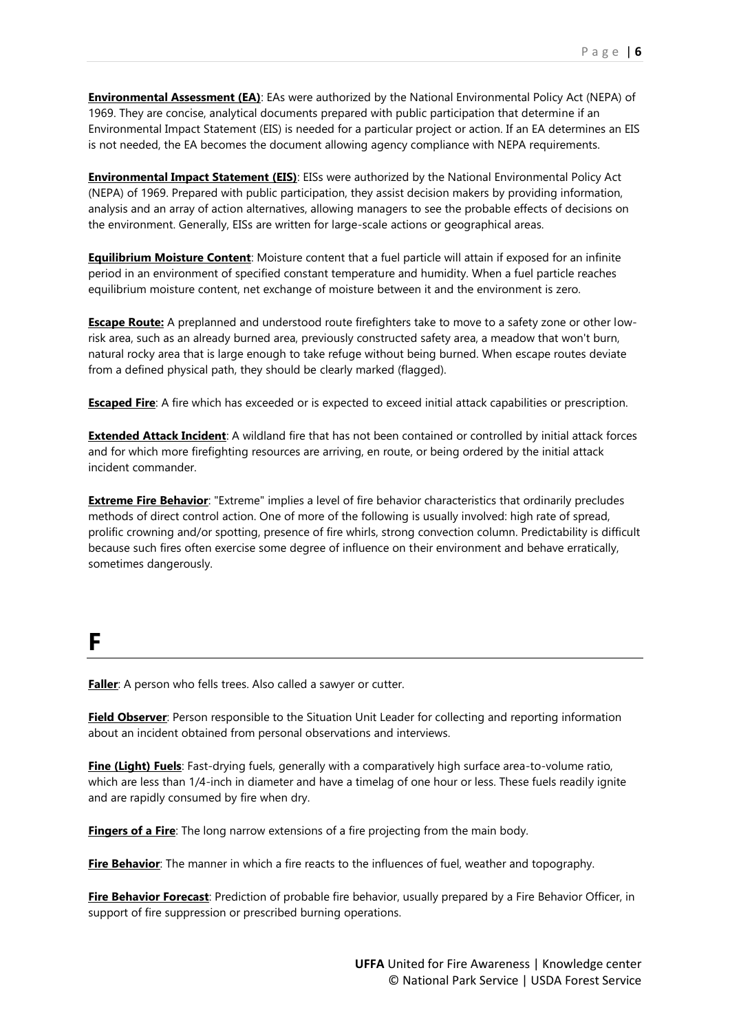**Environmental Assessment (EA)**: EAs were authorized by the National Environmental Policy Act (NEPA) of 1969. They are concise, analytical documents prepared with public participation that determine if an Environmental Impact Statement (EIS) is needed for a particular project or action. If an EA determines an EIS is not needed, the EA becomes the document allowing agency compliance with NEPA requirements.

**Environmental Impact Statement (EIS)**: EISs were authorized by the National Environmental Policy Act (NEPA) of 1969. Prepared with public participation, they assist decision makers by providing information, analysis and an array of action alternatives, allowing managers to see the probable effects of decisions on the environment. Generally, EISs are written for large-scale actions or geographical areas.

**Equilibrium Moisture Content**: Moisture content that a fuel particle will attain if exposed for an infinite period in an environment of specified constant temperature and humidity. When a fuel particle reaches equilibrium moisture content, net exchange of moisture between it and the environment is zero.

**Escape Route:** A preplanned and understood route firefighters take to move to a safety zone or other low-risk area, such as an already burned area, previously constructed safety area, a meadow that won't burn, natural rocky area that is large enough to take refuge without being burned. When escape routes deviate from a defined physical path, they should be clearly marked (flagged).

**Escaped Fire**: A fire which has exceeded or is expected to exceed initial attack capabilities or prescription.

**Extended Attack Incident**: A wildland fire that has not been contained or controlled by initial attack forces and for which more firefighting resources are arriving, en route, or being ordered by the initial attack incident commander.

**Extreme Fire Behavior**: "Extreme" implies a level of fire behavior characteristics that ordinarily precludes methods of direct control action. One of more of the following is usually involved: high rate of spread, prolific crowning and/or spotting, presence of fire whirls, strong convection column. Predictability is difficult because such fires often exercise some degree of influence on their environment and behave erratically, sometimes dangerously.

# F

**Faller**: A person who fells trees. Also called a sawyer or cutter.

**Field Observer**: Person responsible to the Situation Unit Leader for collecting and reporting information about an incident obtained from personal observations and interviews.

**Fine (Light) Fuels**: Fast-drying fuels, generally with a comparatively high surface area-to-volume ratio, which are less than 1/4-inch in diameter and have a timelag of one hour or less. These fuels readily ignite and are rapidly consumed by fire when dry.

**Fingers of a Fire**: The long narrow extensions of a fire projecting from the main body.

**Fire Behavior**: The manner in which a fire reacts to the influences of fuel, weather and topography.

**Fire Behavior Forecast**: Prediction of probable fire behavior, usually prepared by a Fire Behavior Officer, in support of fire suppression or prescribed burning operations.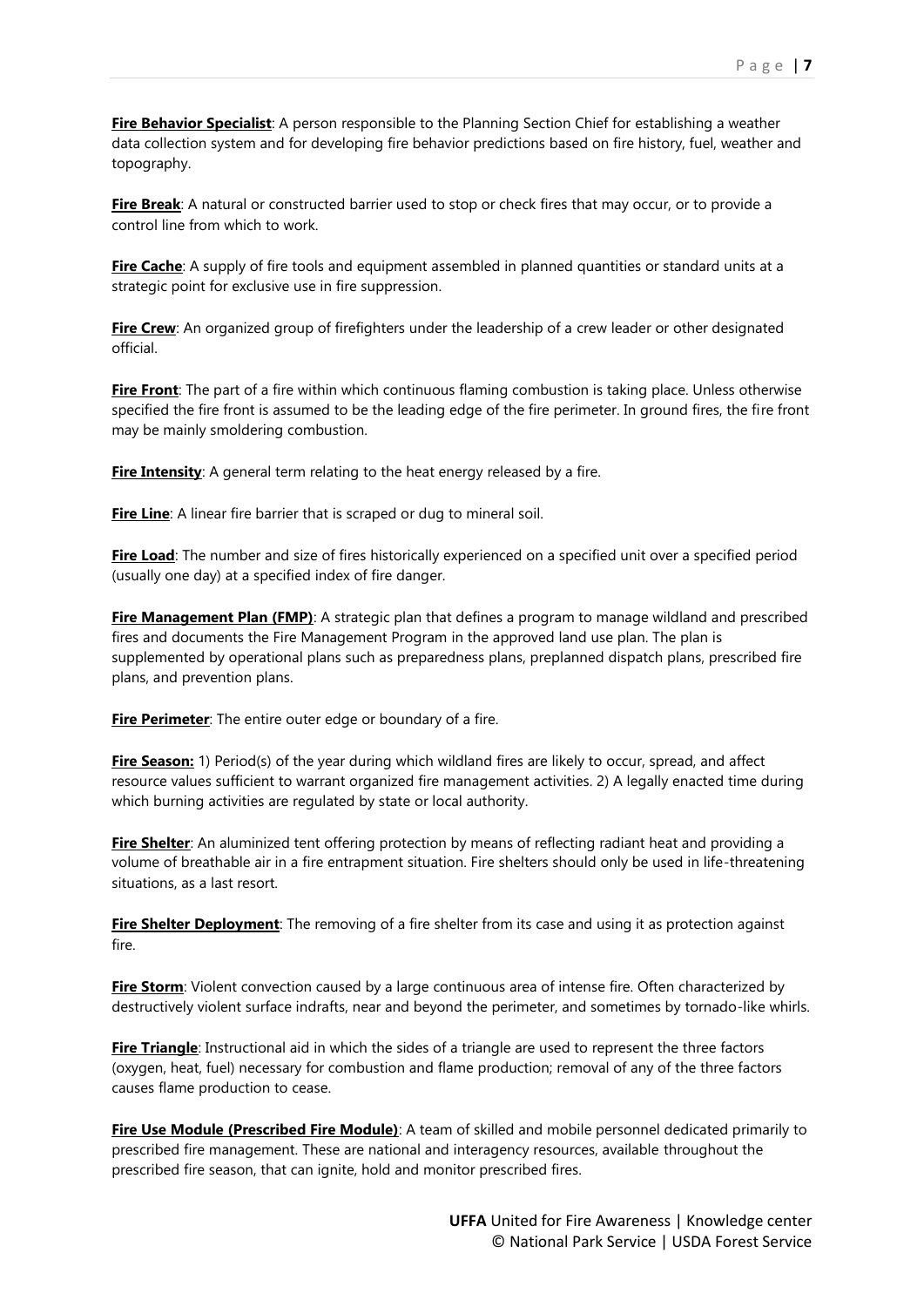**Fire Behavior Specialist**: A person responsible to the Planning Section Chief for establishing a weather data collection system and for developing fire behavior predictions based on fire history, fuel, weather and topography.

**Fire Break**: A natural or constructed barrier used to stop or check fires that may occur, or to provide a control line from which to work.

**Fire Cache**: A supply of fire tools and equipment assembled in planned quantities or standard units at a strategic point for exclusive use in fire suppression.

**Fire Crew**: An organized group of firefighters under the leadership of a crew leader or other designated official.

**Fire Front**: The part of a fire within which continuous flaming combustion is taking place. Unless otherwise specified the fire front is assumed to be the leading edge of the fire perimeter. In ground fires, the fire front may be mainly smoldering combustion.

**Fire Intensity**: A general term relating to the heat energy released by a fire.

**Fire Line**: A linear fire barrier that is scraped or dug to mineral soil.

**Fire Load**: The number and size of fires historically experienced on a specified unit over a specified period (usually one day) at a specified index of fire danger.

**Fire Management Plan (FMP)**: A strategic plan that defines a program to manage wildland and prescribed fires and documents the Fire Management Program in the approved land use plan. The plan is supplemented by operational plans such as preparedness plans, preplanned dispatch plans, prescribed fire plans, and prevention plans.

**Fire Perimeter**: The entire outer edge or boundary of a fire.

**Fire Season:** 1) Period(s) of the year during which wildland fires are likely to occur, spread, and affect resource values sufficient to warrant organized fire management activities. 2) A legally enacted time during which burning activities are regulated by state or local authority.

**Fire Shelter**: An aluminized tent offering protection by means of reflecting radiant heat and providing a volume of breathable air in a fire entrapment situation. Fire shelters should only be used in life-threatening situations, as a last resort.

**Fire Shelter Deployment**: The removing of a fire shelter from its case and using it as protection against fire.

**Fire Storm**: Violent convection caused by a large continuous area of intense fire. Often characterized by destructively violent surface indrafts, near and beyond the perimeter, and sometimes by tornado-like whirls.

**Fire Triangle**: Instructional aid in which the sides of a triangle are used to represent the three factors (oxygen, heat, fuel) necessary for combustion and flame production; removal of any of the three factors causes flame production to cease.

**Fire Use Module (Prescribed Fire Module)**: A team of skilled and mobile personnel dedicated primarily to prescribed fire management. These are national and interagency resources, available throughout the prescribed fire season, that can ignite, hold and monitor prescribed fires.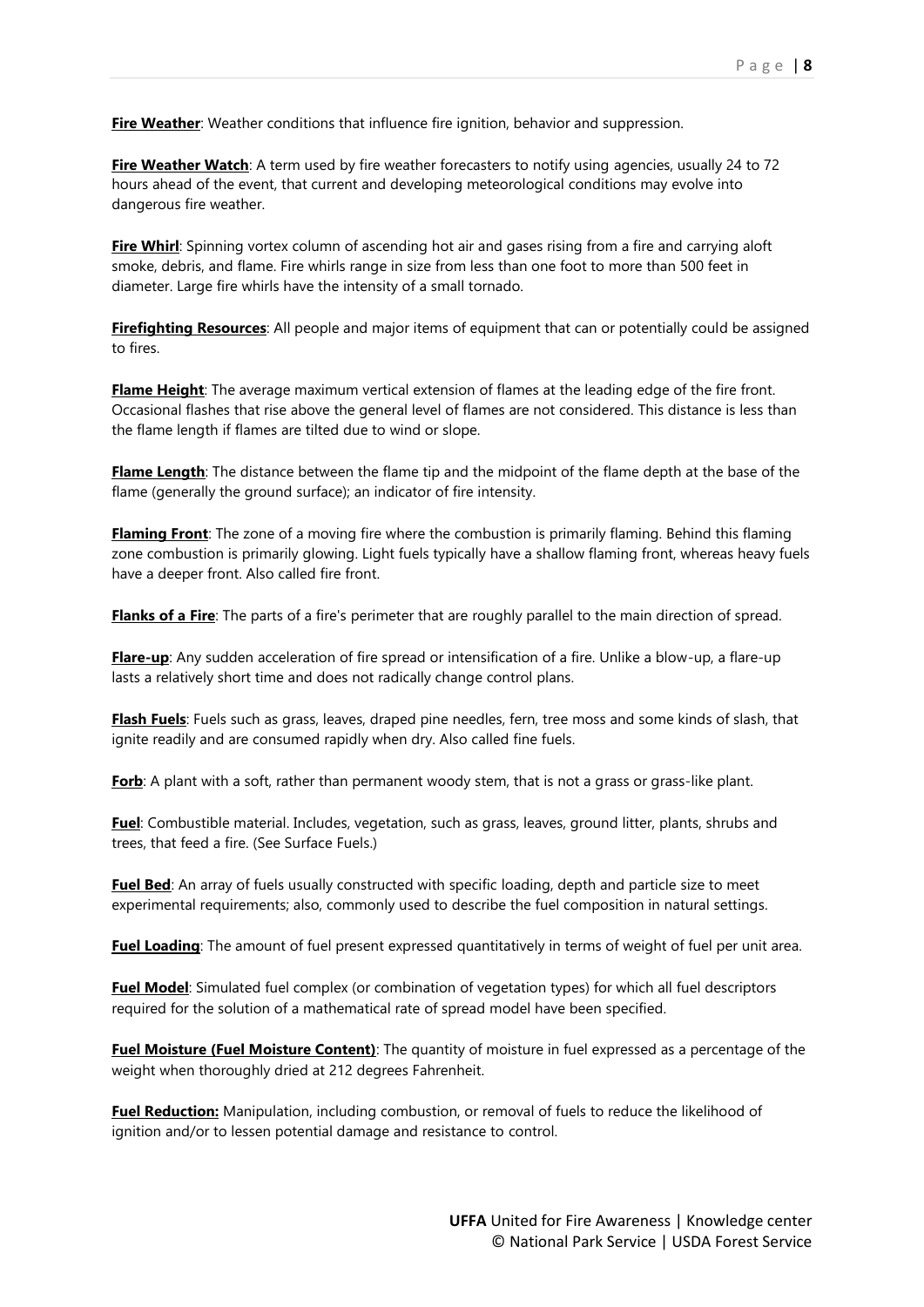**Fire Weather**: Weather conditions that influence fire ignition, behavior and suppression.

**Fire Weather Watch**: A term used by fire weather forecasters to notify using agencies, usually 24 to 72 hours ahead of the event, that current and developing meteorological conditions may evolve into dangerous fire weather.

**Fire Whirl**: Spinning vortex column of ascending hot air and gases rising from a fire and carrying aloft smoke, debris, and flame. Fire whirls range in size from less than one foot to more than 500 feet in diameter. Large fire whirls have the intensity of a small tornado.

**Firefighting Resources**: All people and major items of equipment that can or potentially could be assigned to fires.

**Flame Height**: The average maximum vertical extension of flames at the leading edge of the fire front. Occasional flashes that rise above the general level of flames are not considered. This distance is less than the flame length if flames are tilted due to wind or slope.

**Flame Length**: The distance between the flame tip and the midpoint of the flame depth at the base of the flame (generally the ground surface); an indicator of fire intensity.

**Flaming Front**: The zone of a moving fire where the combustion is primarily flaming. Behind this flaming zone combustion is primarily glowing. Light fuels typically have a shallow flaming front, whereas heavy fuels have a deeper front. Also called fire front.

**Flanks of a Fire**: The parts of a fire's perimeter that are roughly parallel to the main direction of spread.

**Flare-up**: Any sudden acceleration of fire spread or intensification of a fire. Unlike a blow-up, a flare-up lasts a relatively short time and does not radically change control plans.

**Flash Fuels**: Fuels such as grass, leaves, draped pine needles, fern, tree moss and some kinds of slash, that ignite readily and are consumed rapidly when dry. Also called fine fuels.

**Forb**: A plant with a soft, rather than permanent woody stem, that is not a grass or grass-like plant.

**Fuel**: Combustible material. Includes, vegetation, such as grass, leaves, ground litter, plants, shrubs and trees, that feed a fire. (See Surface Fuels.)

**Fuel Bed**: An array of fuels usually constructed with specific loading, depth and particle size to meet experimental requirements; also, commonly used to describe the fuel composition in natural settings.

**Fuel Loading**: The amount of fuel present expressed quantitatively in terms of weight of fuel per unit area.

**Fuel Model**: Simulated fuel complex (or combination of vegetation types) for which all fuel descriptors required for the solution of a mathematical rate of spread model have been specified.

**Fuel Moisture (Fuel Moisture Content)**: The quantity of moisture in fuel expressed as a percentage of the weight when thoroughly dried at 212 degrees Fahrenheit.

**Fuel Reduction:** Manipulation, including combustion, or removal of fuels to reduce the likelihood of ignition and/or to lessen potential damage and resistance to control.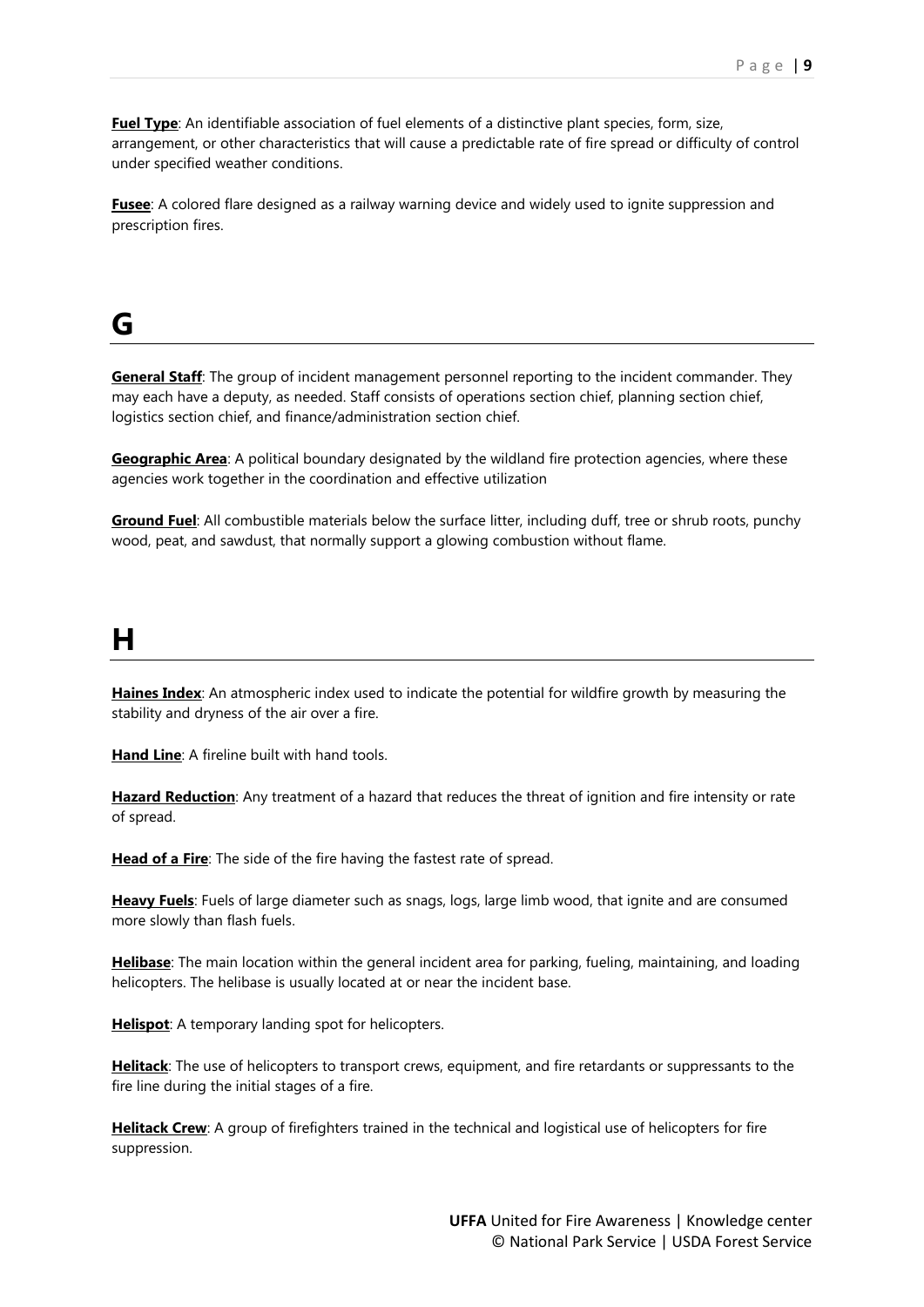**Fuel Type**: An identifiable association of fuel elements of a distinctive plant species, form, size, arrangement, or other characteristics that will cause a predictable rate of fire spread or difficulty of control under specified weather conditions.

**Fusee**: A colored flare designed as a railway warning device and widely used to ignite suppression and prescription fires.

# G

**General Staff**: The group of incident management personnel reporting to the incident commander. They may each have a deputy, as needed. Staff consists of operations section chief, planning section chief, logistics section chief, and finance/administration section chief.

**Geographic Area**: A political boundary designated by the wildland fire protection agencies, where these agencies work together in the coordination and effective utilization

**Ground Fuel**: All combustible materials below the surface litter, including duff, tree or shrub roots, punchy wood, peat, and sawdust, that normally support a glowing combustion without flame.

# H

**Haines Index**: An atmospheric index used to indicate the potential for wildfire growth by measuring the stability and dryness of the air over a fire.

**Hand Line**: A fireline built with hand tools.

**Hazard Reduction**: Any treatment of a hazard that reduces the threat of ignition and fire intensity or rate of spread.

**Head of a Fire**: The side of the fire having the fastest rate of spread.

**Heavy Fuels**: Fuels of large diameter such as snags, logs, large limb wood, that ignite and are consumed more slowly than flash fuels.

**Helibase**: The main location within the general incident area for parking, fueling, maintaining, and loading helicopters. The helibase is usually located at or near the incident base.

**Helispot**: A temporary landing spot for helicopters.

**Helitack**: The use of helicopters to transport crews, equipment, and fire retardants or suppressants to the fire line during the initial stages of a fire.

**Helitack Crew**: A group of firefighters trained in the technical and logistical use of helicopters for fire suppression.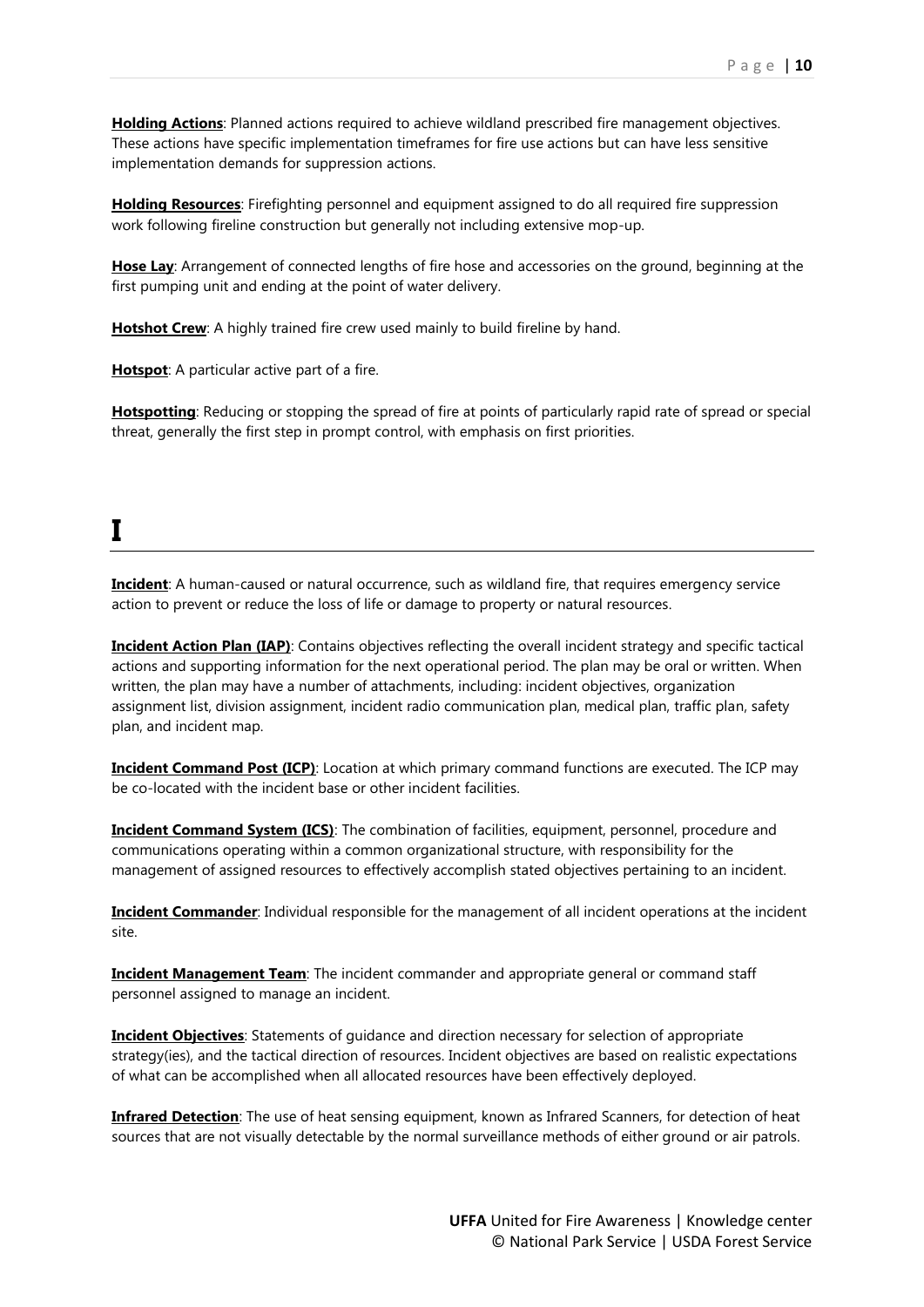**Holding Actions**: Planned actions required to achieve wildland prescribed fire management objectives. These actions have specific implementation timeframes for fire use actions but can have less sensitive implementation demands for suppression actions.

**Holding Resources**: Firefighting personnel and equipment assigned to do all required fire suppression work following fireline construction but generally not including extensive mop-up.

**Hose Lay**: Arrangement of connected lengths of fire hose and accessories on the ground, beginning at the first pumping unit and ending at the point of water delivery.

**Hotshot Crew**: A highly trained fire crew used mainly to build fireline by hand.

**Hotspot**: A particular active part of a fire.

**Hotspotting**: Reducing or stopping the spread of fire at points of particularly rapid rate of spread or special threat, generally the first step in prompt control, with emphasis on first priorities.

# I

**Incident**: A human-caused or natural occurrence, such as wildland fire, that requires emergency service action to prevent or reduce the loss of life or damage to property or natural resources.

**Incident Action Plan (IAP)**: Contains objectives reflecting the overall incident strategy and specific tactical actions and supporting information for the next operational period. The plan may be oral or written. When written, the plan may have a number of attachments, including: incident objectives, organization assignment list, division assignment, incident radio communication plan, medical plan, traffic plan, safety plan, and incident map.

**Incident Command Post (ICP)**: Location at which primary command functions are executed. The ICP may be co-located with the incident base or other incident facilities.

**Incident Command System (ICS)**: The combination of facilities, equipment, personnel, procedure and communications operating within a common organizational structure, with responsibility for the management of assigned resources to effectively accomplish stated objectives pertaining to an incident.

**Incident Commander**: Individual responsible for the management of all incident operations at the incident site.

**Incident Management Team**: The incident commander and appropriate general or command staff personnel assigned to manage an incident.

**Incident Objectives**: Statements of guidance and direction necessary for selection of appropriate strategy(ies), and the tactical direction of resources. Incident objectives are based on realistic expectations of what can be accomplished when all allocated resources have been effectively deployed.

**Infrared Detection**: The use of heat sensing equipment, known as Infrared Scanners, for detection of heat sources that are not visually detectable by the normal surveillance methods of either ground or air patrols.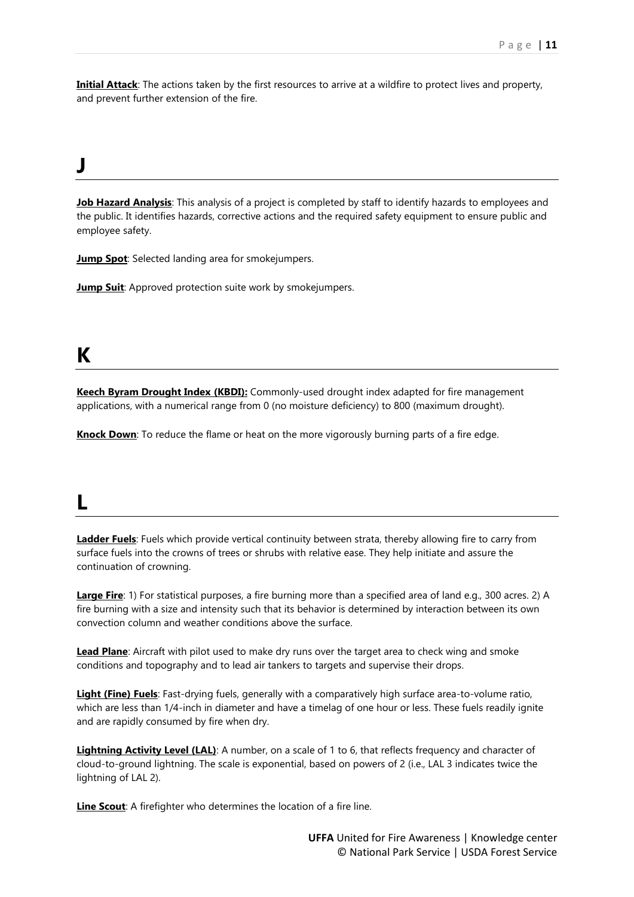**Initial Attack**: The actions taken by the first resources to arrive at a wildfire to protect lives and property, and prevent further extension of the fire.

# J

**Job Hazard Analysis**: This analysis of a project is completed by staff to identify hazards to employees and the public. It identifies hazards, corrective actions and the required safety equipment to ensure public and employee safety.

**Jump Spot**: Selected landing area for smokejumpers.

**Jump Suit**: Approved protection suite work by smokejumpers.

# K

**Keech Byram Drought Index (KBDI):** Commonly-used drought index adapted for fire management applications, with a numerical range from 0 (no moisture deficiency) to 800 (maximum drought).

**Knock Down**: To reduce the flame or heat on the more vigorously burning parts of a fire edge.

# L

**Ladder Fuels**: Fuels which provide vertical continuity between strata, thereby allowing fire to carry from surface fuels into the crowns of trees or shrubs with relative ease. They help initiate and assure the continuation of crowning.

**Large Fire**: 1) For statistical purposes, a fire burning more than a specified area of land e.g., 300 acres. 2) A fire burning with a size and intensity such that its behavior is determined by interaction between its own convection column and weather conditions above the surface.

**Lead Plane**: Aircraft with pilot used to make dry runs over the target area to check wing and smoke conditions and topography and to lead air tankers to targets and supervise their drops.

**Light (Fine) Fuels**: Fast-drying fuels, generally with a comparatively high surface area-to-volume ratio, which are less than 1/4-inch in diameter and have a timelag of one hour or less. These fuels readily ignite and are rapidly consumed by fire when dry.

**Lightning Activity Level (LAL)**: A number, on a scale of 1 to 6, that reflects frequency and character of cloud-to-ground lightning. The scale is exponential, based on powers of 2 (i.e., LAL 3 indicates twice the lightning of LAL 2).

**Line Scout**: A firefighter who determines the location of a fire line.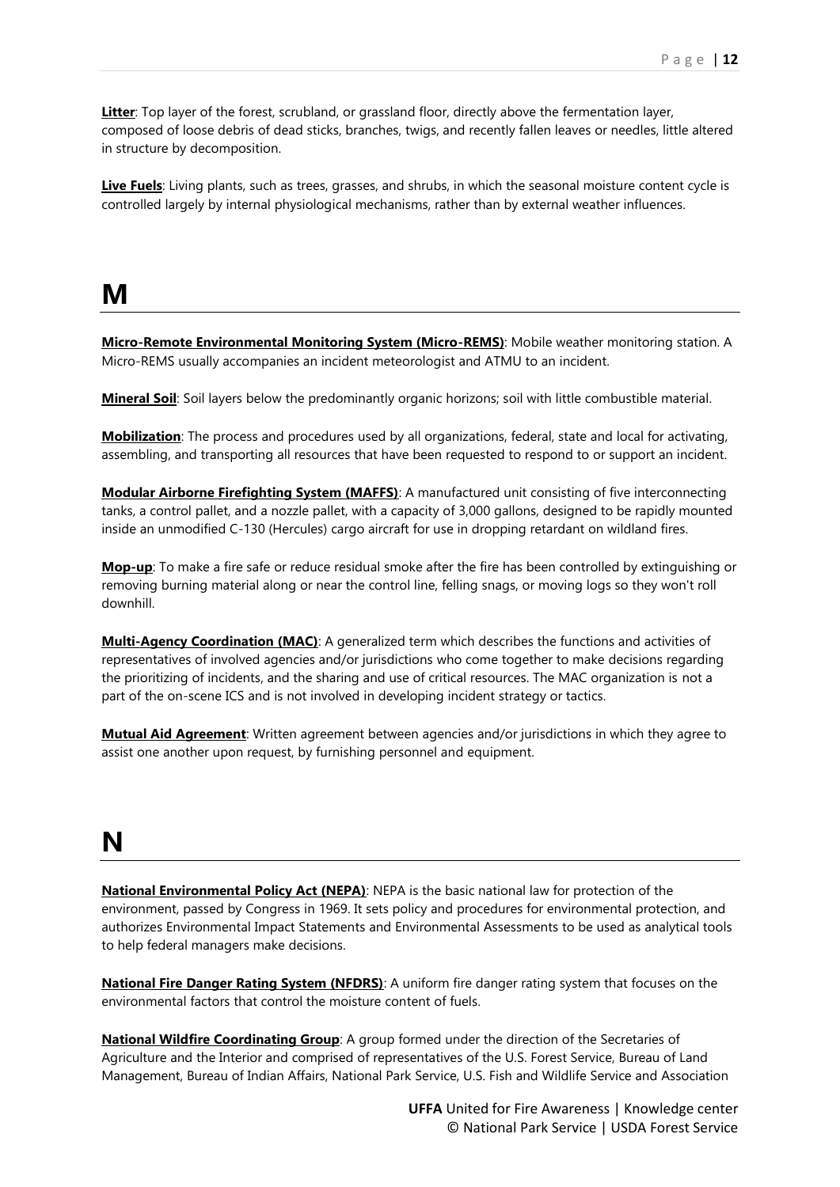**Litter**: Top layer of the forest, scrubland, or grassland floor, directly above the fermentation layer, composed of loose debris of dead sticks, branches, twigs, and recently fallen leaves or needles, little altered in structure by decomposition.

**Live Fuels**: Living plants, such as trees, grasses, and shrubs, in which the seasonal moisture content cycle is controlled largely by internal physiological mechanisms, rather than by external weather influences.

# M

**Micro-Remote Environmental Monitoring System (Micro-REMS)**: Mobile weather monitoring station. A Micro-REMS usually accompanies an incident meteorologist and ATMU to an incident.

**Mineral Soil**: Soil layers below the predominantly organic horizons; soil with little combustible material.

**Mobilization**: The process and procedures used by all organizations, federal, state and local for activating, assembling, and transporting all resources that have been requested to respond to or support an incident.

**Modular Airborne Firefighting System (MAFFS)**: A manufactured unit consisting of five interconnecting tanks, a control pallet, and a nozzle pallet, with a capacity of 3,000 gallons, designed to be rapidly mounted inside an unmodified C-130 (Hercules) cargo aircraft for use in dropping retardant on wildland fires.

**Mop-up**: To make a fire safe or reduce residual smoke after the fire has been controlled by extinguishing or removing burning material along or near the control line, felling snags, or moving logs so they won't roll downhill.

**Multi-Agency Coordination (MAC)**: A generalized term which describes the functions and activities of representatives of involved agencies and/or jurisdictions who come together to make decisions regarding the prioritizing of incidents, and the sharing and use of critical resources. The MAC organization is not a part of the on-scene ICS and is not involved in developing incident strategy or tactics.

**Mutual Aid Agreement**: Written agreement between agencies and/or jurisdictions in which they agree to assist one another upon request, by furnishing personnel and equipment.

# N

**National Environmental Policy Act (NEPA)**: NEPA is the basic national law for protection of the environment, passed by Congress in 1969. It sets policy and procedures for environmental protection, and authorizes Environmental Impact Statements and Environmental Assessments to be used as analytical tools to help federal managers make decisions.

**National Fire Danger Rating System (NFDRS)**: A uniform fire danger rating system that focuses on the environmental factors that control the moisture content of fuels.

**National Wildfire Coordinating Group**: A group formed under the direction of the Secretaries of Agriculture and the Interior and comprised of representatives of the U.S. Forest Service, Bureau of Land Management, Bureau of Indian Affairs, National Park Service, U.S. Fish and Wildlife Service and Association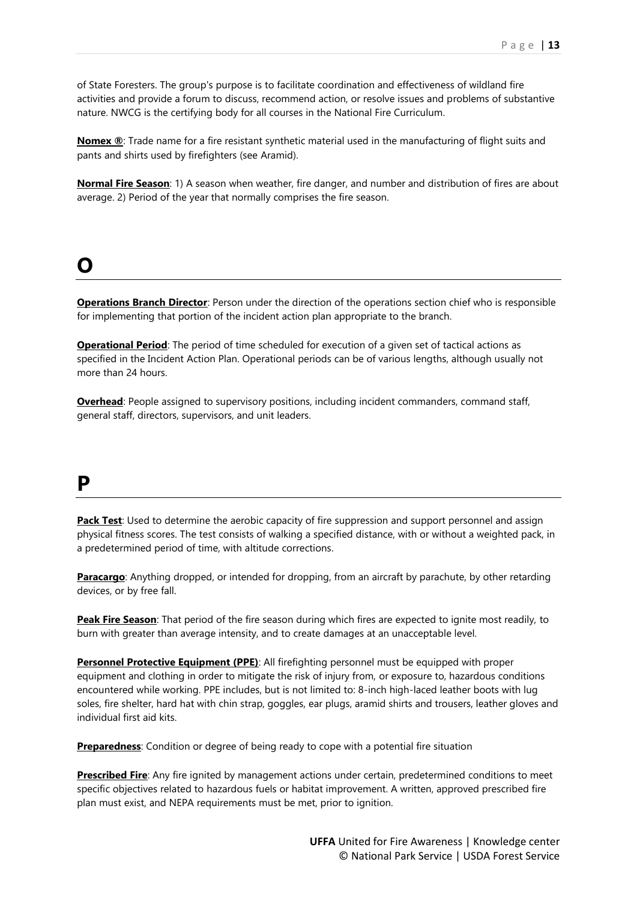of State Foresters. The group's purpose is to facilitate coordination and effectiveness of wildland fire activities and provide a forum to discuss, recommend action, or resolve issues and problems of substantive nature. NWCG is the certifying body for all courses in the National Fire Curriculum.

**Nomex ®**: Trade name for a fire resistant synthetic material used in the manufacturing of flight suits and pants and shirts used by firefighters (see Aramid).

**Normal Fire Season**: 1) A season when weather, fire danger, and number and distribution of fires are about average. 2) Period of the year that normally comprises the fire season.

# O

**Operations Branch Director**: Person under the direction of the operations section chief who is responsible for implementing that portion of the incident action plan appropriate to the branch.

**Operational Period**: The period of time scheduled for execution of a given set of tactical actions as specified in the Incident Action Plan. Operational periods can be of various lengths, although usually not more than 24 hours.

**Overhead**: People assigned to supervisory positions, including incident commanders, command staff, general staff, directors, supervisors, and unit leaders.

# P

**Pack Test**: Used to determine the aerobic capacity of fire suppression and support personnel and assign physical fitness scores. The test consists of walking a specified distance, with or without a weighted pack, in a predetermined period of time, with altitude corrections.

**Paracargo**: Anything dropped, or intended for dropping, from an aircraft by parachute, by other retarding devices, or by free fall.

**Peak Fire Season**: That period of the fire season during which fires are expected to ignite most readily, to burn with greater than average intensity, and to create damages at an unacceptable level.

**Personnel Protective Equipment (PPE)**: All firefighting personnel must be equipped with proper equipment and clothing in order to mitigate the risk of injury from, or exposure to, hazardous conditions encountered while working. PPE includes, but is not limited to: 8-inch high-laced leather boots with lug soles, fire shelter, hard hat with chin strap, goggles, ear plugs, aramid shirts and trousers, leather gloves and individual first aid kits.

**Preparedness**: Condition or degree of being ready to cope with a potential fire situation

**Prescribed Fire**: Any fire ignited by management actions under certain, predetermined conditions to meet specific objectives related to hazardous fuels or habitat improvement. A written, approved prescribed fire plan must exist, and NEPA requirements must be met, prior to ignition.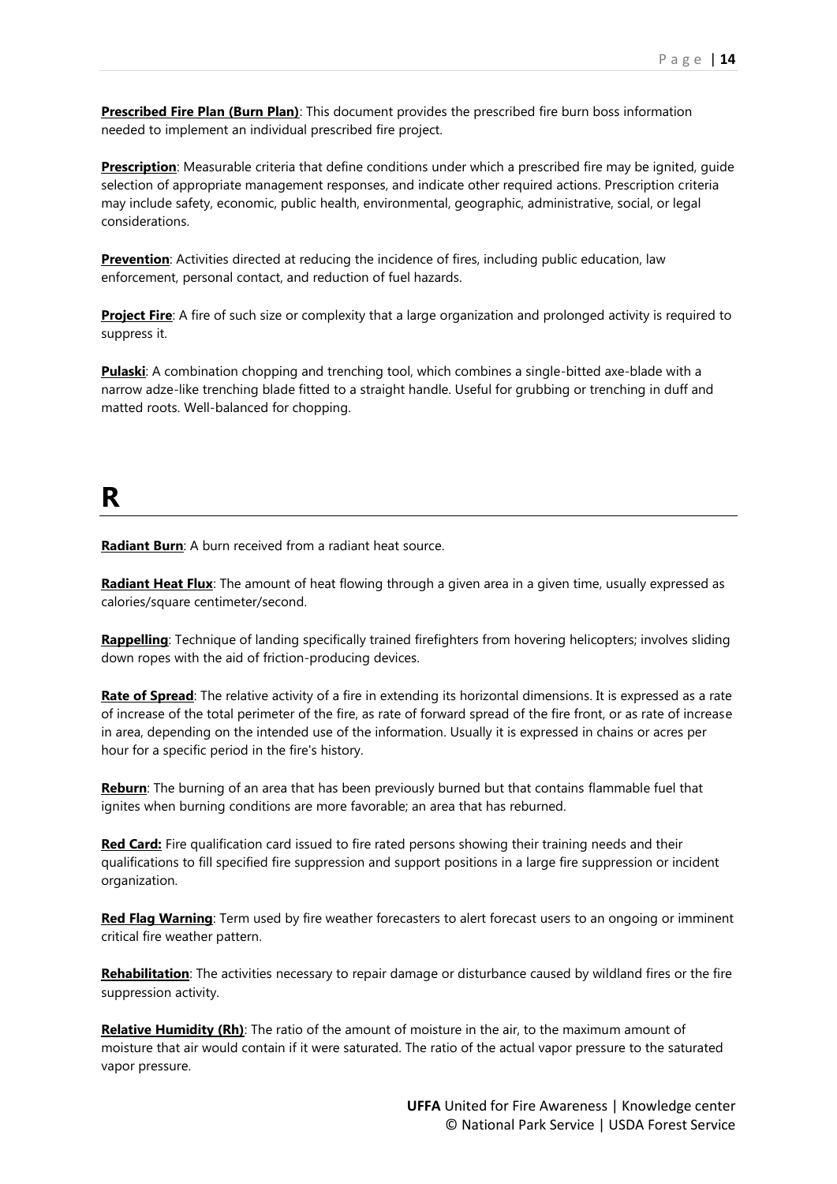**Prescribed Fire Plan (Burn Plan)**: This document provides the prescribed fire burn boss information needed to implement an individual prescribed fire project.

**Prescription**: Measurable criteria that define conditions under which a prescribed fire may be ignited, guide selection of appropriate management responses, and indicate other required actions. Prescription criteria may include safety, economic, public health, environmental, geographic, administrative, social, or legal considerations.

**Prevention**: Activities directed at reducing the incidence of fires, including public education, law enforcement, personal contact, and reduction of fuel hazards.

**Project Fire**: A fire of such size or complexity that a large organization and prolonged activity is required to suppress it.

**Pulaski**: A combination chopping and trenching tool, which combines a single-bitted axe-blade with a narrow adze-like trenching blade fitted to a straight handle. Useful for grubbing or trenching in duff and matted roots. Well-balanced for chopping.

# R

**Radiant Burn**: A burn received from a radiant heat source.

**Radiant Heat Flux**: The amount of heat flowing through a given area in a given time, usually expressed as calories/square centimeter/second.

**Rappelling**: Technique of landing specifically trained firefighters from hovering helicopters; involves sliding down ropes with the aid of friction-producing devices.

**Rate of Spread**: The relative activity of a fire in extending its horizontal dimensions. It is expressed as a rate of increase of the total perimeter of the fire, as rate of forward spread of the fire front, or as rate of increase in area, depending on the intended use of the information. Usually it is expressed in chains or acres per hour for a specific period in the fire's history.

**Reburn**: The burning of an area that has been previously burned but that contains flammable fuel that ignites when burning conditions are more favorable; an area that has reburned.

**Red Card:** Fire qualification card issued to fire rated persons showing their training needs and their qualifications to fill specified fire suppression and support positions in a large fire suppression or incident organization.

**Red Flag Warning**: Term used by fire weather forecasters to alert forecast users to an ongoing or imminent critical fire weather pattern.

**Rehabilitation**: The activities necessary to repair damage or disturbance caused by wildland fires or the fire suppression activity.

**Relative Humidity (Rh)**: The ratio of the amount of moisture in the air, to the maximum amount of moisture that air would contain if it were saturated. The ratio of the actual vapor pressure to the saturated vapor pressure.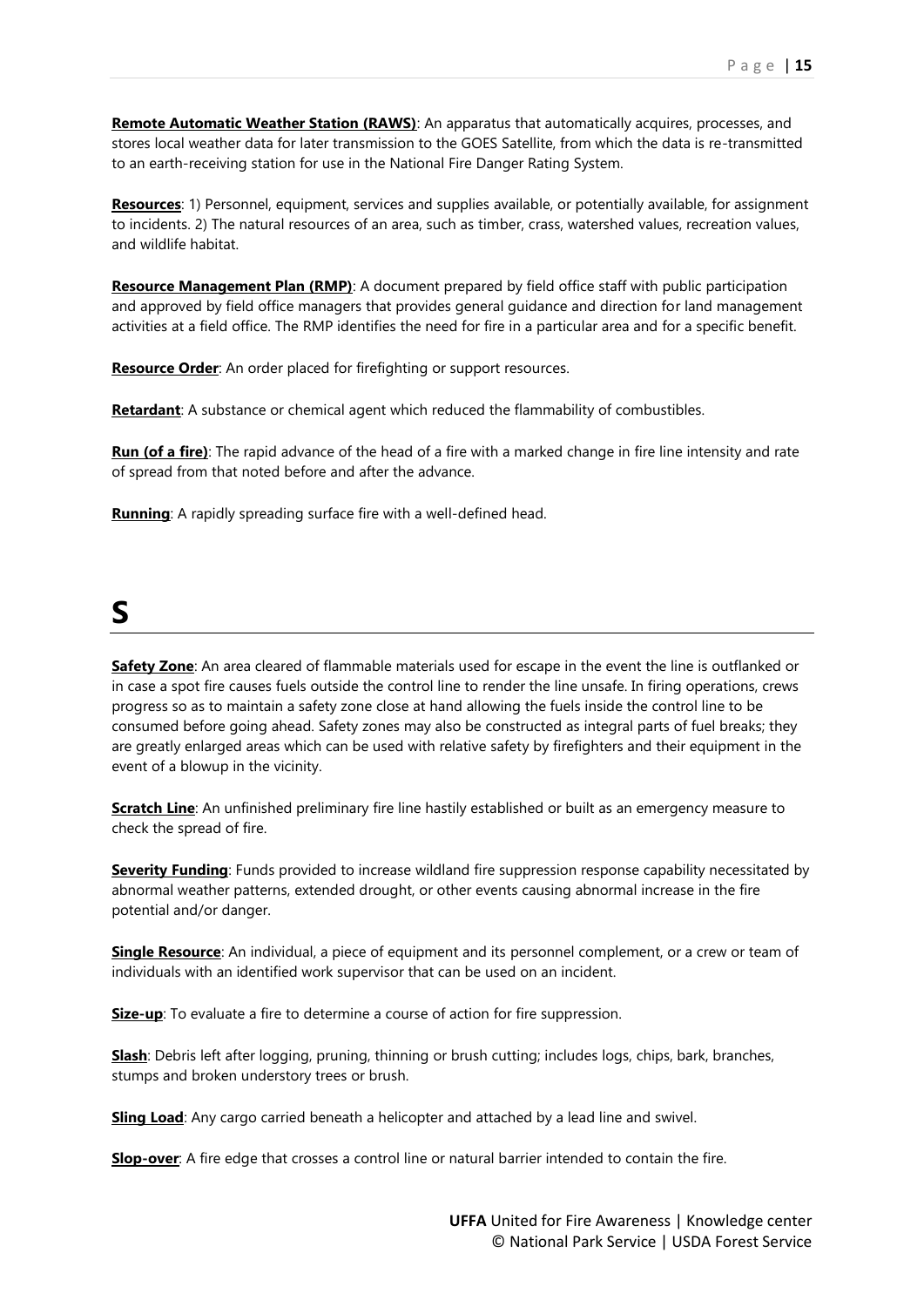**Remote Automatic Weather Station (RAWS)**: An apparatus that automatically acquires, processes, and stores local weather data for later transmission to the GOES Satellite, from which the data is re-transmitted to an earth-receiving station for use in the National Fire Danger Rating System.

**Resources**: 1) Personnel, equipment, services and supplies available, or potentially available, for assignment to incidents. 2) The natural resources of an area, such as timber, crass, watershed values, recreation values, and wildlife habitat.

**Resource Management Plan (RMP)**: A document prepared by field office staff with public participation and approved by field office managers that provides general guidance and direction for land management activities at a field office. The RMP identifies the need for fire in a particular area and for a specific benefit.

**Resource Order**: An order placed for firefighting or support resources.

**Retardant**: A substance or chemical agent which reduced the flammability of combustibles.

**Run (of a fire)**: The rapid advance of the head of a fire with a marked change in fire line intensity and rate of spread from that noted before and after the advance.

**Running**: A rapidly spreading surface fire with a well-defined head.

# S

**Safety Zone**: An area cleared of flammable materials used for escape in the event the line is outflanked or in case a spot fire causes fuels outside the control line to render the line unsafe. In firing operations, crews progress so as to maintain a safety zone close at hand allowing the fuels inside the control line to be consumed before going ahead. Safety zones may also be constructed as integral parts of fuel breaks; they are greatly enlarged areas which can be used with relative safety by firefighters and their equipment in the event of a blowup in the vicinity.

**Scratch Line**: An unfinished preliminary fire line hastily established or built as an emergency measure to check the spread of fire.

**Severity Funding**: Funds provided to increase wildland fire suppression response capability necessitated by abnormal weather patterns, extended drought, or other events causing abnormal increase in the fire potential and/or danger.

**Single Resource**: An individual, a piece of equipment and its personnel complement, or a crew or team of individuals with an identified work supervisor that can be used on an incident.

**Size-up**: To evaluate a fire to determine a course of action for fire suppression.

**Slash**: Debris left after logging, pruning, thinning or brush cutting; includes logs, chips, bark, branches, stumps and broken understory trees or brush.

**Sling Load**: Any cargo carried beneath a helicopter and attached by a lead line and swivel.

**Slop-over**: A fire edge that crosses a control line or natural barrier intended to contain the fire.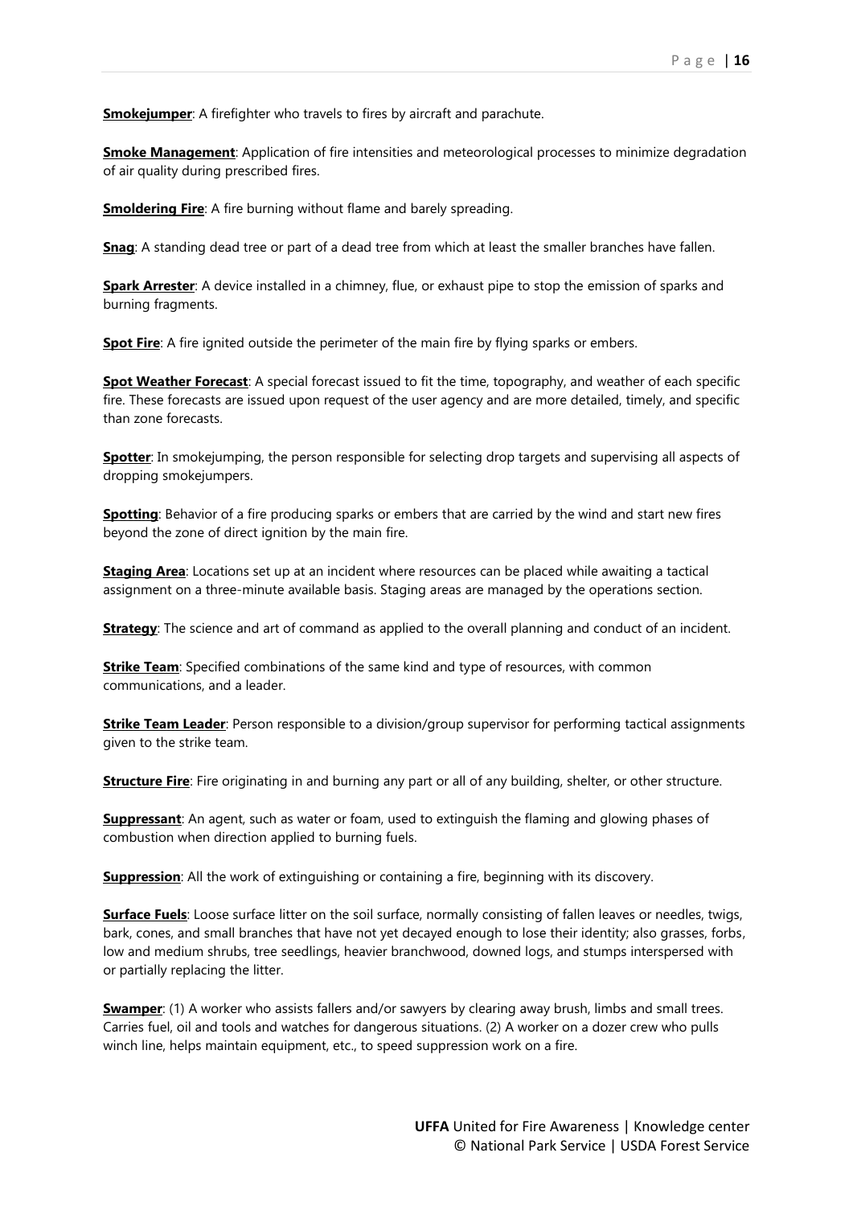**Smokejumper**: A firefighter who travels to fires by aircraft and parachute.

**Smoke Management**: Application of fire intensities and meteorological processes to minimize degradation of air quality during prescribed fires.

**Smoldering Fire**: A fire burning without flame and barely spreading.

**Snag**: A standing dead tree or part of a dead tree from which at least the smaller branches have fallen.

**Spark Arrester**: A device installed in a chimney, flue, or exhaust pipe to stop the emission of sparks and burning fragments.

**Spot Fire**: A fire ignited outside the perimeter of the main fire by flying sparks or embers.

**Spot Weather Forecast**: A special forecast issued to fit the time, topography, and weather of each specific fire. These forecasts are issued upon request of the user agency and are more detailed, timely, and specific than zone forecasts.

**Spotter**: In smokejumping, the person responsible for selecting drop targets and supervising all aspects of dropping smokejumpers.

**Spotting**: Behavior of a fire producing sparks or embers that are carried by the wind and start new fires beyond the zone of direct ignition by the main fire.

**Staging Area**: Locations set up at an incident where resources can be placed while awaiting a tactical assignment on a three-minute available basis. Staging areas are managed by the operations section.

**Strategy**: The science and art of command as applied to the overall planning and conduct of an incident.

**Strike Team**: Specified combinations of the same kind and type of resources, with common communications, and a leader.

**Strike Team Leader**: Person responsible to a division/group supervisor for performing tactical assignments given to the strike team.

**Structure Fire**: Fire originating in and burning any part or all of any building, shelter, or other structure.

**Suppressant**: An agent, such as water or foam, used to extinguish the flaming and glowing phases of combustion when direction applied to burning fuels.

**Suppression**: All the work of extinguishing or containing a fire, beginning with its discovery.

**Surface Fuels**: Loose surface litter on the soil surface, normally consisting of fallen leaves or needles, twigs, bark, cones, and small branches that have not yet decayed enough to lose their identity; also grasses, forbs, low and medium shrubs, tree seedlings, heavier branchwood, downed logs, and stumps interspersed with or partially replacing the litter.

**Swamper**: (1) A worker who assists fallers and/or sawyers by clearing away brush, limbs and small trees. Carries fuel, oil and tools and watches for dangerous situations. (2) A worker on a dozer crew who pulls winch line, helps maintain equipment, etc., to speed suppression work on a fire.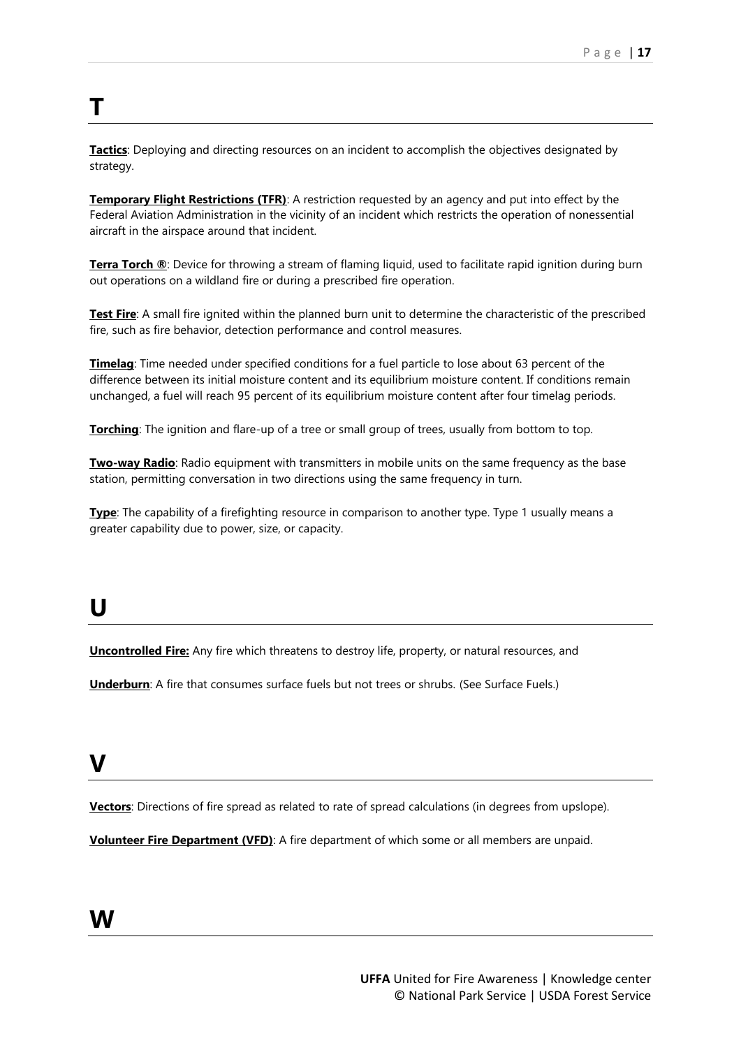# T

**Tactics**: Deploying and directing resources on an incident to accomplish the objectives designated by strategy.

**Temporary Flight Restrictions (TFR)**: A restriction requested by an agency and put into effect by the Federal Aviation Administration in the vicinity of an incident which restricts the operation of nonessential aircraft in the airspace around that incident.

**Terra Torch ®**: Device for throwing a stream of flaming liquid, used to facilitate rapid ignition during burn out operations on a wildland fire or during a prescribed fire operation.

**Test Fire**: A small fire ignited within the planned burn unit to determine the characteristic of the prescribed fire, such as fire behavior, detection performance and control measures.

**Timelag**: Time needed under specified conditions for a fuel particle to lose about 63 percent of the difference between its initial moisture content and its equilibrium moisture content. If conditions remain unchanged, a fuel will reach 95 percent of its equilibrium moisture content after four timelag periods.

**Torching**: The ignition and flare-up of a tree or small group of trees, usually from bottom to top.

**Two-way Radio**: Radio equipment with transmitters in mobile units on the same frequency as the base station, permitting conversation in two directions using the same frequency in turn.

**Type**: The capability of a firefighting resource in comparison to another type. Type 1 usually means a greater capability due to power, size, or capacity.

# U

**Uncontrolled Fire:** Any fire which threatens to destroy life, property, or natural resources, and

**Underburn**: A fire that consumes surface fuels but not trees or shrubs. (See Surface Fuels.)

# V

**Vectors**: Directions of fire spread as related to rate of spread calculations (in degrees from upslope).

**Volunteer Fire Department (VFD)**: A fire department of which some or all members are unpaid.

# W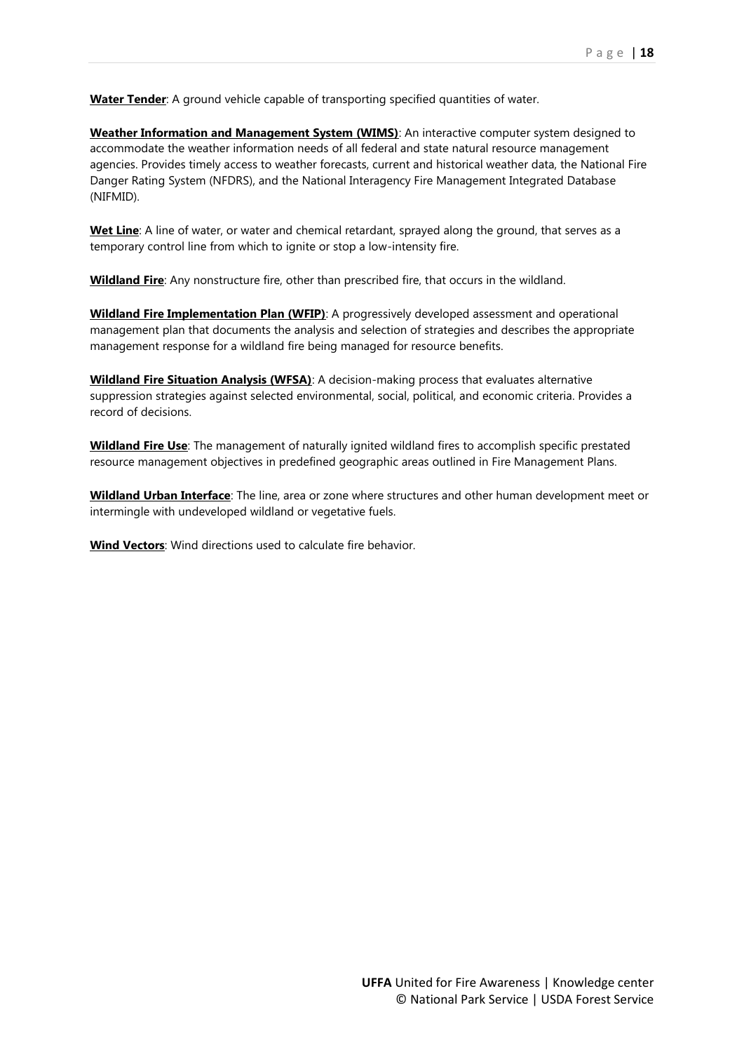**Water Tender**: A ground vehicle capable of transporting specified quantities of water.

**Weather Information and Management System (WIMS)**: An interactive computer system designed to accommodate the weather information needs of all federal and state natural resource management agencies. Provides timely access to weather forecasts, current and historical weather data, the National Fire Danger Rating System (NFDRS), and the National Interagency Fire Management Integrated Database (NIFMID).

**Wet Line**: A line of water, or water and chemical retardant, sprayed along the ground, that serves as a temporary control line from which to ignite or stop a low-intensity fire.

**Wildland Fire**: Any nonstructure fire, other than prescribed fire, that occurs in the wildland.

**Wildland Fire Implementation Plan (WFIP)**: A progressively developed assessment and operational management plan that documents the analysis and selection of strategies and describes the appropriate management response for a wildland fire being managed for resource benefits.

**Wildland Fire Situation Analysis (WFSA)**: A decision-making process that evaluates alternative suppression strategies against selected environmental, social, political, and economic criteria. Provides a record of decisions.

**Wildland Fire Use**: The management of naturally ignited wildland fires to accomplish specific prestated resource management objectives in predefined geographic areas outlined in Fire Management Plans.

**Wildland Urban Interface**: The line, area or zone where structures and other human development meet or intermingle with undeveloped wildland or vegetative fuels.

**Wind Vectors**: Wind directions used to calculate fire behavior.